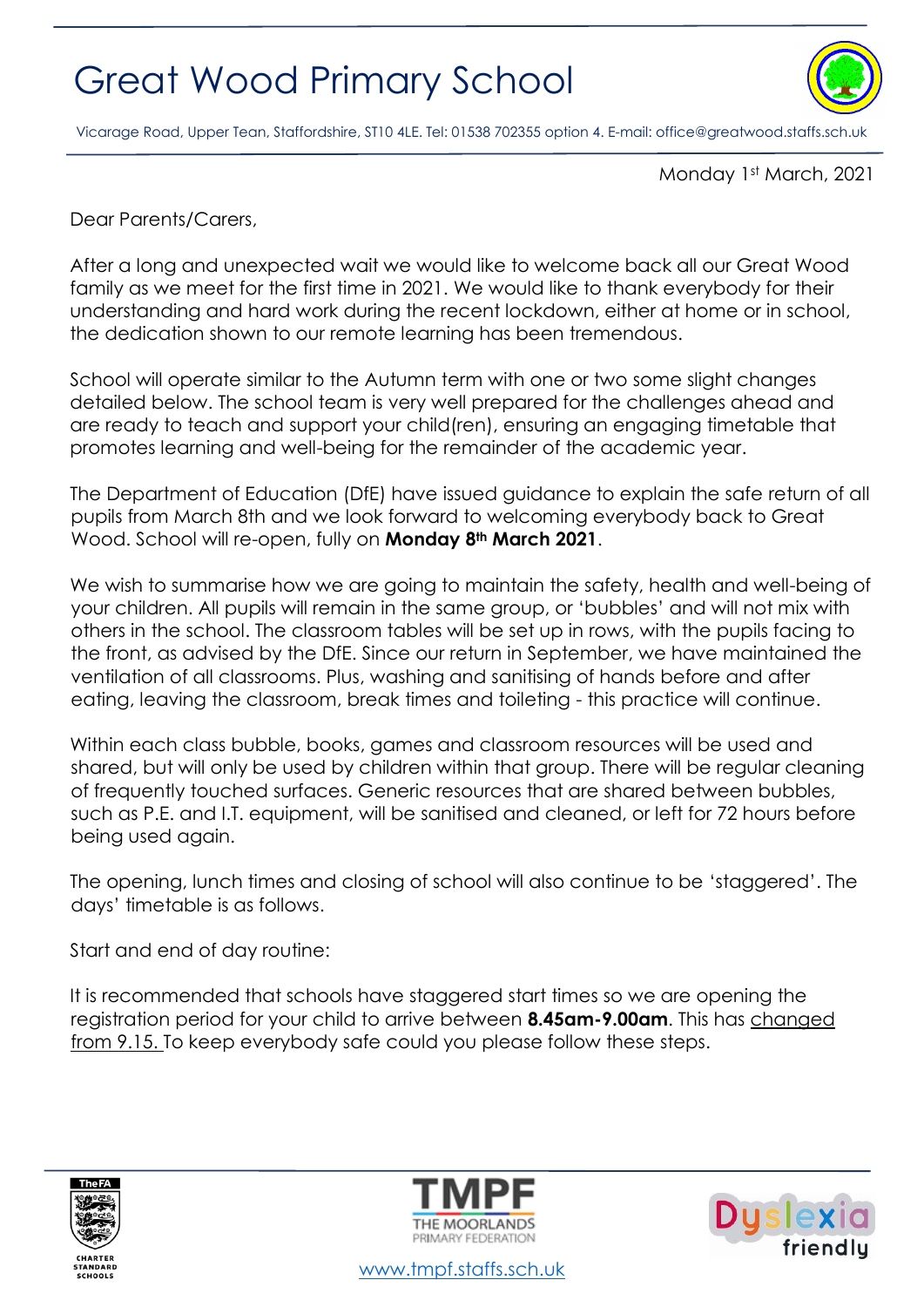# Great Wood Primary School

Vicarage Road, Upper Tean, Staffordshire, ST10 4LE. Tel: 01538 702355 option 4. E-mail: office@greatwood.staffs.sch.uk

Monday 1st March, 2021

Dear Parents/Carers,

After a long and unexpected wait we would like to welcome back all our Great Wood family as we meet for the first time in 2021. We would like to thank everybody for their understanding and hard work during the recent lockdown, either at home or in school, the dedication shown to our remote learning has been tremendous.

School will operate similar to the Autumn term with one or two some slight changes detailed below. The school team is very well prepared for the challenges ahead and are ready to teach and support your child(ren), ensuring an engaging timetable that promotes learning and well-being for the remainder of the academic year.

The Department of Education (DfE) have issued guidance to explain the safe return of all pupils from March 8th and we look forward to welcoming everybody back to Great Wood. School will re-open, fully on **Monday 8th March 2021**.

We wish to summarise how we are going to maintain the safety, health and well-being of your children. All pupils will remain in the same group, or 'bubbles' and will not mix with others in the school. The classroom tables will be set up in rows, with the pupils facing to the front, as advised by the DfE. Since our return in September, we have maintained the ventilation of all classrooms. Plus, washing and sanitising of hands before and after eating, leaving the classroom, break times and toileting - this practice will continue.

Within each class bubble, books, games and classroom resources will be used and shared, but will only be used by children within that group. There will be regular cleaning of frequently touched surfaces. Generic resources that are shared between bubbles, such as P.E. and I.T. equipment, will be sanitised and cleaned, or left for 72 hours before being used again.

The opening, lunch times and closing of school will also continue to be 'staggered'. The days' timetable is as follows.

Start and end of day routine:

It is recommended that schools have staggered start times so we are opening the registration period for your child to arrive between **8.45am-9.00am**. This has changed from 9.15. To keep everybody safe could you please follow these steps.

www.tmpf.staffs.sch.uk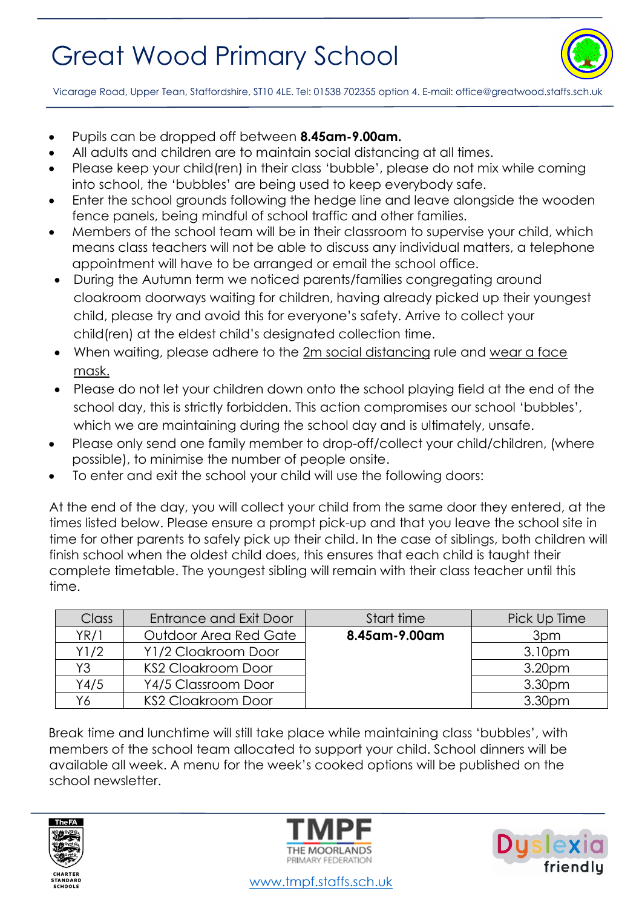# Great Wood Primary School

Vicarage Road, Upper Tean, Staffordshire, ST10 4LE. Tel: 01538 702355 option 4. E-mail: office@greatwood.staffs.sch.uk

- Pupils can be dropped off between **8.45am-9.00am.**
- All adults and children are to maintain social distancing at all times.
- Please keep your child(ren) in their class 'bubble', please do not mix while coming into school, the 'bubbles' are being used to keep everybody safe.
- Enter the school grounds following the hedge line and leave alongside the wooden fence panels, being mindful of school traffic and other families.
- Members of the school team will be in their classroom to supervise your child, which means class teachers will not be able to discuss any individual matters, a telephone appointment will have to be arranged or email the school office.
- During the Autumn term we noticed parents/families congregating around cloakroom doorways waiting for children, having already picked up their youngest child, please try and avoid this for everyone's safety. Arrive to collect your child(ren) at the eldest child's designated collection time.
- When waiting, please adhere to the <u>2m social distancing</u> rule and <u>wear a face mask.</u>
- Please do not let your children down onto the school playing field at the end of the school day, this is strictly forbidden. This action compromises our school 'bubbles', which we are maintaining during the school day and is ultimately, unsafe.
- Please only send one family member to drop-off/collect your child/children, (where possible), to minimise the number of people onsite.
- To enter and exit the school your child will use the following doors:

At the end of the day, you will collect your child from the same door they entered, at the times listed below. Please ensure a prompt pick-up and that you leave the school site in time for other parents to safely pick up their child. In the case of siblings, both children will finish school when the oldest child does, this ensures that each child is taught their complete timetable. The youngest sibling will remain with their class teacher until this time.

| Class | Entrance and Exit Door | Start time | Pick Up Time |
|---|---|---|---|
| YR/1 | Outdoor Area Red Gate | **8.45am-9.00am** | 3pm |
| Y1/2 | Y1/2 Cloakroom Door | | 3.10pm |
| Y3 | KS2 Cloakroom Door | | 3.20pm |
| Y4/5 | Y4/5 Classroom Door | | 3.30pm |
| Y6 | KS2 Cloakroom Door | | 3.30pm |

Break time and lunchtime will still take place while maintaining class 'bubbles', with members of the school team allocated to support your child. School dinners will be available all week. A menu for the week's cooked options will be published on the school newsletter.

www.tmpf.staffs.sch.uk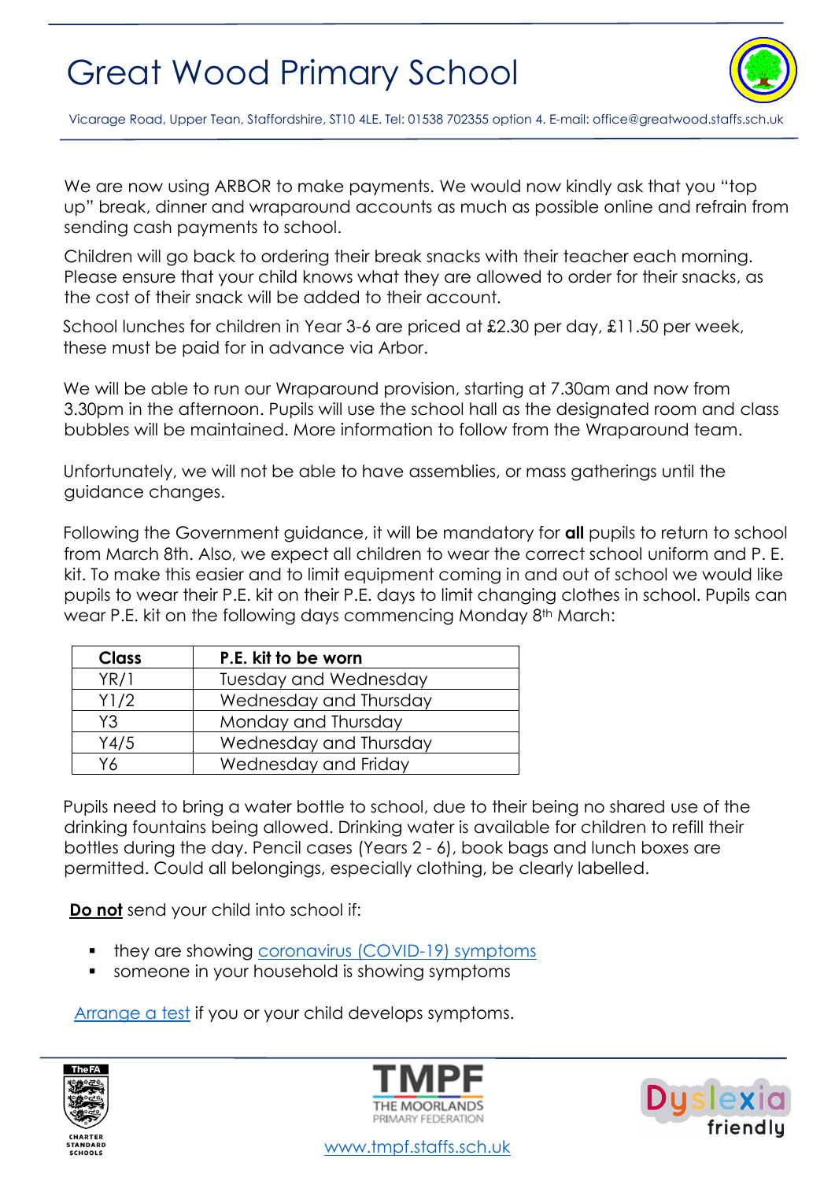# Great Wood Primary School

Vicarage Road, Upper Tean, Staffordshire, ST10 4LE. Tel: 01538 702355 option 4. E-mail: office@greatwood.staffs.sch.uk

We are now using ARBOR to make payments. We would now kindly ask that you "top up" break, dinner and wraparound accounts as much as possible online and refrain from sending cash payments to school.

Children will go back to ordering their break snacks with their teacher each morning. Please ensure that your child knows what they are allowed to order for their snacks, as the cost of their snack will be added to their account.

School lunches for children in Year 3-6 are priced at £2.30 per day, £11.50 per week, these must be paid for in advance via Arbor.

We will be able to run our Wraparound provision, starting at 7.30am and now from 3.30pm in the afternoon. Pupils will use the school hall as the designated room and class bubbles will be maintained. More information to follow from the Wraparound team.

Unfortunately, we will not be able to have assemblies, or mass gatherings until the guidance changes.

Following the Government guidance, it will be mandatory for **all** pupils to return to school from March 8th. Also, we expect all children to wear the correct school uniform and P. E. kit. To make this easier and to limit equipment coming in and out of school we would like pupils to wear their P.E. kit on their P.E. days to limit changing clothes in school. Pupils can wear P.E. kit on the following days commencing Monday 8th March:

| Class | P.E. kit to be worn |
|---|---|
| YR/1 | Tuesday and Wednesday |
| Y1/2 | Wednesday and Thursday |
| Y3 | Monday and Thursday |
| Y4/5 | Wednesday and Thursday |
| Y6 | Wednesday and Friday |

Pupils need to bring a water bottle to school, due to their being no shared use of the drinking fountains being allowed. Drinking water is available for children to refill their bottles during the day. Pencil cases (Years 2 - 6), book bags and lunch boxes are permitted. Could all belongings, especially clothing, be clearly labelled.

**Do not** send your child into school if:

- they are showing coronavirus (COVID-19) symptoms
- someone in your household is showing symptoms

Arrange a test if you or your child develops symptoms.

www.tmpf.staffs.sch.uk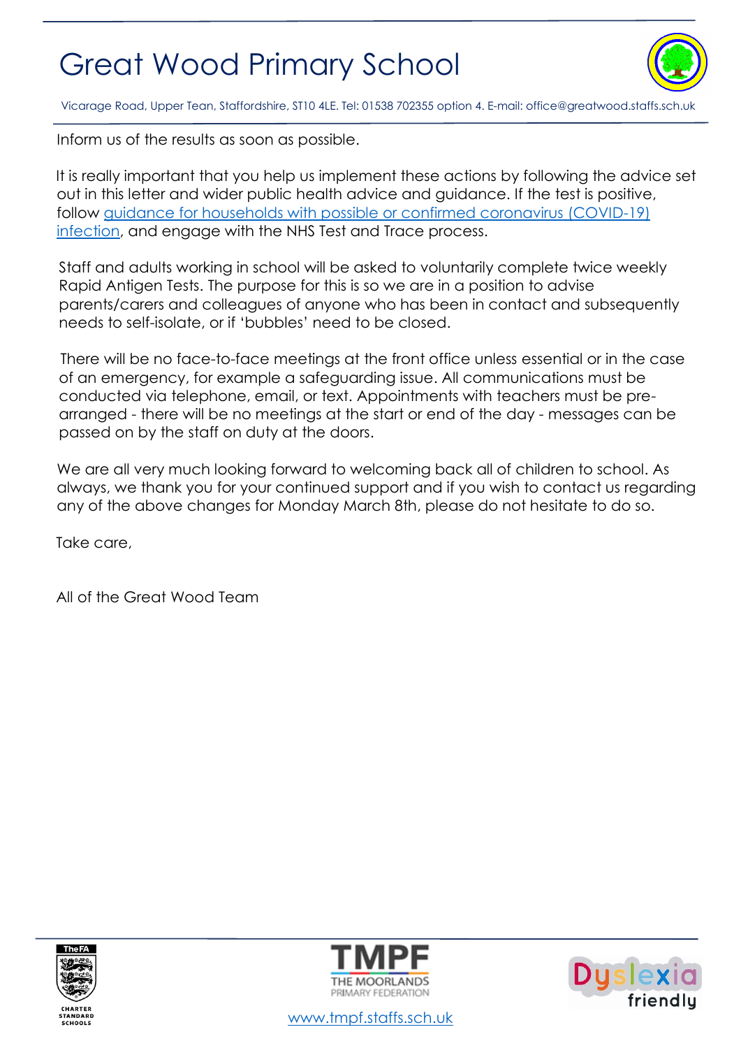Inform us of the results as soon as possible.

It is really important that you help us implement these actions by following the advice set out in this letter and wider public health advice and guidance. If the test is positive, follow guidance for households with possible or confirmed coronavirus (COVID-19) infection, and engage with the NHS Test and Trace process.

Staff and adults working in school will be asked to voluntarily complete twice weekly Rapid Antigen Tests. The purpose for this is so we are in a position to advise parents/carers and colleagues of anyone who has been in contact and subsequently needs to self-isolate, or if 'bubbles' need to be closed.

There will be no face-to-face meetings at the front office unless essential or in the case of an emergency, for example a safeguarding issue. All communications must be conducted via telephone, email, or text. Appointments with teachers must be pre-arranged - there will be no meetings at the start or end of the day - messages can be passed on by the staff on duty at the doors.

We are all very much looking forward to welcoming back all of children to school. As always, we thank you for your continued support and if you wish to contact us regarding any of the above changes for Monday March 8th, please do not hesitate to do so.

Take care,

All of the Great Wood Team